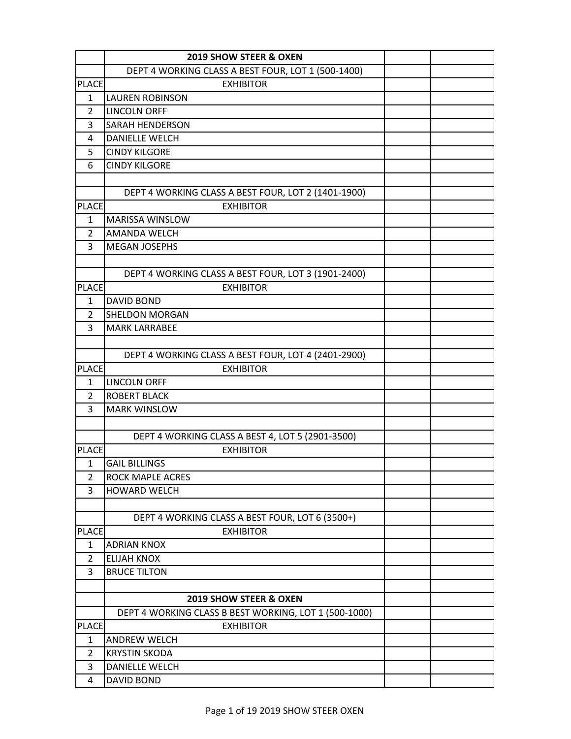| | 2019 SHOW STEER & OXEN | | |
|---|---|---|---|
| | DEPT 4 WORKING CLASS A BEST FOUR, LOT 1 (500-1400) | | |
| PLACE | EXHIBITOR | | |
| 1 | LAUREN ROBINSON | | |
| 2 | LINCOLN ORFF | | |
| 3 | SARAH HENDERSON | | |
| 4 | DANIELLE WELCH | | |
| 5 | CINDY KILGORE | | |
| 6 | CINDY KILGORE | | |
| | | | |
| | DEPT 4 WORKING CLASS A BEST FOUR, LOT 2 (1401-1900) | | |
| PLACE | EXHIBITOR | | |
| 1 | MARISSA WINSLOW | | |
| 2 | AMANDA WELCH | | |
| 3 | MEGAN JOSEPHS | | |
| | | | |
| | DEPT 4 WORKING CLASS A BEST FOUR, LOT 3 (1901-2400) | | |
| PLACE | EXHIBITOR | | |
| 1 | DAVID BOND | | |
| 2 | SHELDON MORGAN | | |
| 3 | MARK LARRABEE | | |
| | | | |
| | DEPT 4 WORKING CLASS A BEST FOUR, LOT 4 (2401-2900) | | |
| PLACE | EXHIBITOR | | |
| 1 | LINCOLN ORFF | | |
| 2 | ROBERT BLACK | | |
| 3 | MARK WINSLOW | | |
| | | | |
| | DEPT 4 WORKING CLASS A BEST 4, LOT 5 (2901-3500) | | |
| PLACE | EXHIBITOR | | |
| 1 | GAIL BILLINGS | | |
| 2 | ROCK MAPLE ACRES | | |
| 3 | HOWARD WELCH | | |
| | | | |
| | DEPT 4 WORKING CLASS A BEST FOUR, LOT 6 (3500+) | | |
| PLACE | EXHIBITOR | | |
| 1 | ADRIAN KNOX | | |
| 2 | ELIJAH KNOX | | |
| 3 | BRUCE TILTON | | |
| | | | |
| | 2019 SHOW STEER & OXEN | | |
| | DEPT 4 WORKING CLASS B BEST WORKING, LOT 1 (500-1000) | | |
| PLACE | EXHIBITOR | | |
| 1 | ANDREW WELCH | | |
| 2 | KRYSTIN SKODA | | |
| 3 | DANIELLE WELCH | | |
| 4 | DAVID BOND | | |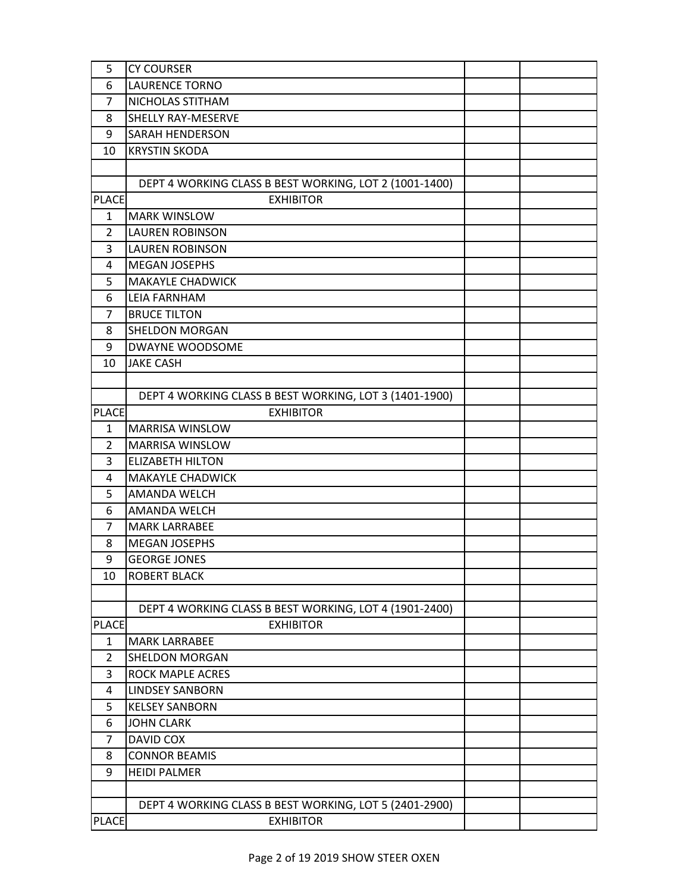| | | | |
|---|---|---|---|
| 5 | CY COURSER | | |
| 6 | LAURENCE TORNO | | |
| 7 | NICHOLAS STITHAM | | |
| 8 | SHELLY RAY-MESERVE | | |
| 9 | SARAH HENDERSON | | |
| 10 | KRYSTIN SKODA | | |
| | | | |
| | DEPT 4 WORKING CLASS B BEST WORKING, LOT 2 (1001-1400) | | |
| PLACE | EXHIBITOR | | |
| 1 | MARK WINSLOW | | |
| 2 | LAUREN ROBINSON | | |
| 3 | LAUREN ROBINSON | | |
| 4 | MEGAN JOSEPHS | | |
| 5 | MAKAYLE CHADWICK | | |
| 6 | LEIA FARNHAM | | |
| 7 | BRUCE TILTON | | |
| 8 | SHELDON MORGAN | | |
| 9 | DWAYNE WOODSOME | | |
| 10 | JAKE CASH | | |
| | | | |
| | DEPT 4 WORKING CLASS B BEST WORKING, LOT 3 (1401-1900) | | |
| PLACE | EXHIBITOR | | |
| 1 | MARRISA WINSLOW | | |
| 2 | MARRISA WINSLOW | | |
| 3 | ELIZABETH HILTON | | |
| 4 | MAKAYLE CHADWICK | | |
| 5 | AMANDA WELCH | | |
| 6 | AMANDA WELCH | | |
| 7 | MARK LARRABEE | | |
| 8 | MEGAN JOSEPHS | | |
| 9 | GEORGE JONES | | |
| 10 | ROBERT BLACK | | |
| | | | |
| | DEPT 4 WORKING CLASS B BEST WORKING, LOT 4 (1901-2400) | | |
| PLACE | EXHIBITOR | | |
| 1 | MARK LARRABEE | | |
| 2 | SHELDON MORGAN | | |
| 3 | ROCK MAPLE ACRES | | |
| 4 | LINDSEY SANBORN | | |
| 5 | KELSEY SANBORN | | |
| 6 | JOHN CLARK | | |
| 7 | DAVID COX | | |
| 8 | CONNOR BEAMIS | | |
| 9 | HEIDI PALMER | | |
| | | | |
| | DEPT 4 WORKING CLASS B BEST WORKING, LOT 5 (2401-2900) | | |
| PLACE | EXHIBITOR | | |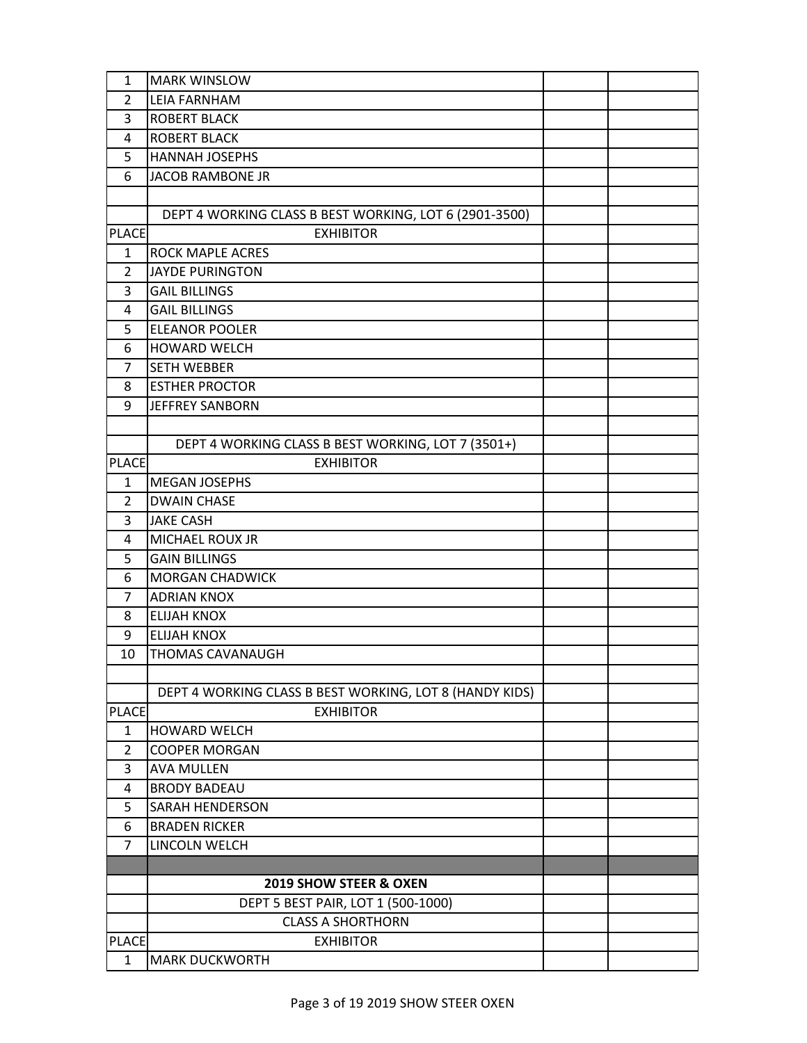| | | | |
|---|---|---|---|
| 1 | MARK WINSLOW | | |
| 2 | LEIA FARNHAM | | |
| 3 | ROBERT BLACK | | |
| 4 | ROBERT BLACK | | |
| 5 | HANNAH JOSEPHS | | |
| 6 | JACOB RAMBONE JR | | |
| | | | |
| | DEPT 4 WORKING CLASS B BEST WORKING, LOT 6 (2901-3500) | | |
| PLACE | EXHIBITOR | | |
| 1 | ROCK MAPLE ACRES | | |
| 2 | JAYDE PURINGTON | | |
| 3 | GAIL BILLINGS | | |
| 4 | GAIL BILLINGS | | |
| 5 | ELEANOR POOLER | | |
| 6 | HOWARD WELCH | | |
| 7 | SETH WEBBER | | |
| 8 | ESTHER PROCTOR | | |
| 9 | JEFFREY SANBORN | | |
| | | | |
| | DEPT 4 WORKING CLASS B BEST WORKING, LOT 7 (3501+) | | |
| PLACE | EXHIBITOR | | |
| 1 | MEGAN JOSEPHS | | |
| 2 | DWAIN CHASE | | |
| 3 | JAKE CASH | | |
| 4 | MICHAEL ROUX JR | | |
| 5 | GAIN BILLINGS | | |
| 6 | MORGAN CHADWICK | | |
| 7 | ADRIAN KNOX | | |
| 8 | ELIJAH KNOX | | |
| 9 | ELIJAH KNOX | | |
| 10 | THOMAS CAVANAUGH | | |
| | | | |
| | DEPT 4 WORKING CLASS B BEST WORKING, LOT 8 (HANDY KIDS) | | |
| PLACE | EXHIBITOR | | |
| 1 | HOWARD WELCH | | |
| 2 | COOPER MORGAN | | |
| 3 | AVA MULLEN | | |
| 4 | BRODY BADEAU | | |
| 5 | SARAH HENDERSON | | |
| 6 | BRADEN RICKER | | |
| 7 | LINCOLN WELCH | | |
| | | | |
| | **2019 SHOW STEER & OXEN** | | |
| | DEPT 5 BEST PAIR, LOT 1 (500-1000) | | |
| | CLASS A SHORTHORN | | |
| PLACE | EXHIBITOR | | |
| 1 | MARK DUCKWORTH | | |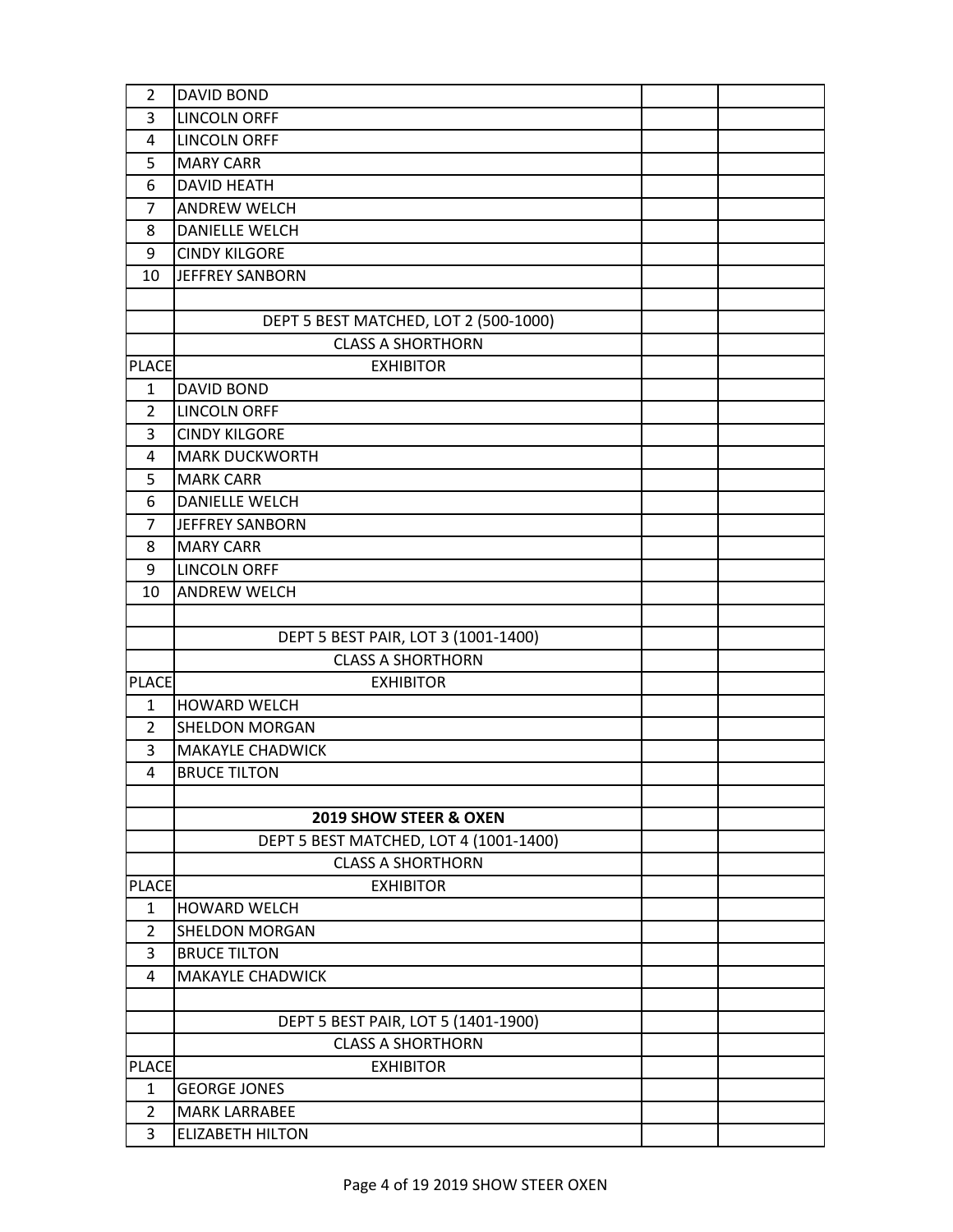| | | | |
|---|---|---|---|
| 2 | DAVID BOND | | |
| 3 | LINCOLN ORFF | | |
| 4 | LINCOLN ORFF | | |
| 5 | MARY CARR | | |
| 6 | DAVID HEATH | | |
| 7 | ANDREW WELCH | | |
| 8 | DANIELLE WELCH | | |
| 9 | CINDY KILGORE | | |
| 10 | JEFFREY SANBORN | | |
| | | | |
| | DEPT 5 BEST MATCHED, LOT 2 (500-1000) | | |
| | CLASS A SHORTHORN | | |
| PLACE | EXHIBITOR | | |
| 1 | DAVID BOND | | |
| 2 | LINCOLN ORFF | | |
| 3 | CINDY KILGORE | | |
| 4 | MARK DUCKWORTH | | |
| 5 | MARK CARR | | |
| 6 | DANIELLE WELCH | | |
| 7 | JEFFREY SANBORN | | |
| 8 | MARY CARR | | |
| 9 | LINCOLN ORFF | | |
| 10 | ANDREW WELCH | | |
| | | | |
| | DEPT 5 BEST PAIR, LOT 3 (1001-1400) | | |
| | CLASS A SHORTHORN | | |
| PLACE | EXHIBITOR | | |
| 1 | HOWARD WELCH | | |
| 2 | SHELDON MORGAN | | |
| 3 | MAKAYLE CHADWICK | | |
| 4 | BRUCE TILTON | | |
| | | | |
| | **2019 SHOW STEER & OXEN** | | |
| | DEPT 5 BEST MATCHED, LOT 4 (1001-1400) | | |
| | CLASS A SHORTHORN | | |
| PLACE | EXHIBITOR | | |
| 1 | HOWARD WELCH | | |
| 2 | SHELDON MORGAN | | |
| 3 | BRUCE TILTON | | |
| 4 | MAKAYLE CHADWICK | | |
| | | | |
| | DEPT 5 BEST PAIR, LOT 5 (1401-1900) | | |
| | CLASS A SHORTHORN | | |
| PLACE | EXHIBITOR | | |
| 1 | GEORGE JONES | | |
| 2 | MARK LARRABEE | | |
| 3 | ELIZABETH HILTON | | |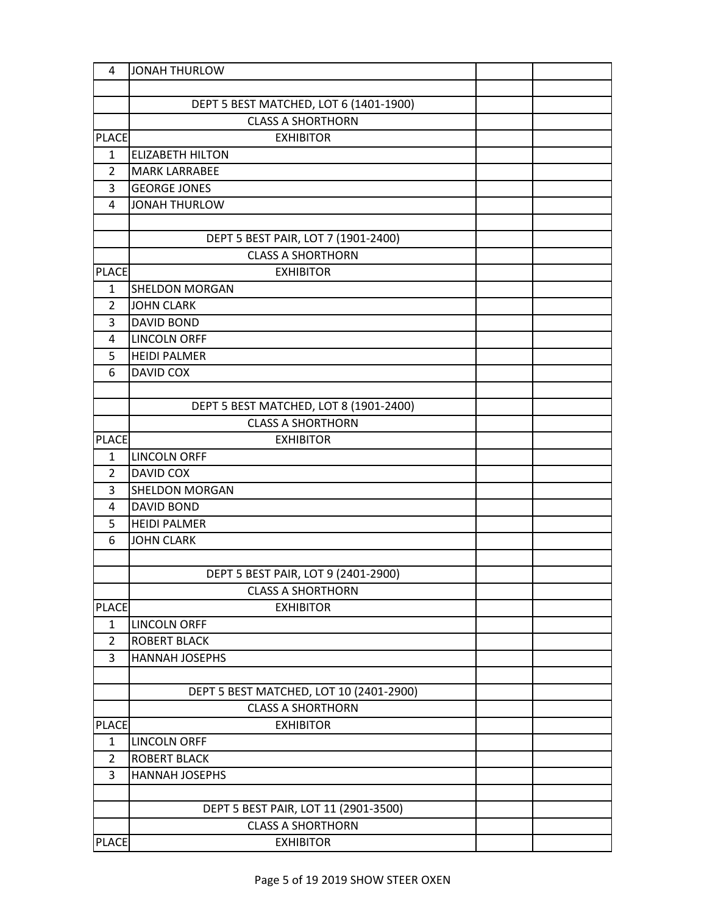| | | | |
|---|---|---|---|
| 4 | JONAH THURLOW | | |
| | | | |
| | DEPT 5 BEST MATCHED, LOT 6 (1401-1900) | | |
| | CLASS A SHORTHORN | | |
| PLACE | EXHIBITOR | | |
| 1 | ELIZABETH HILTON | | |
| 2 | MARK LARRABEE | | |
| 3 | GEORGE JONES | | |
| 4 | JONAH THURLOW | | |
| | | | |
| | DEPT 5 BEST PAIR, LOT 7 (1901-2400) | | |
| | CLASS A SHORTHORN | | |
| PLACE | EXHIBITOR | | |
| 1 | SHELDON MORGAN | | |
| 2 | JOHN CLARK | | |
| 3 | DAVID BOND | | |
| 4 | LINCOLN ORFF | | |
| 5 | HEIDI PALMER | | |
| 6 | DAVID COX | | |
| | | | |
| | DEPT 5 BEST MATCHED, LOT 8 (1901-2400) | | |
| | CLASS A SHORTHORN | | |
| PLACE | EXHIBITOR | | |
| 1 | LINCOLN ORFF | | |
| 2 | DAVID COX | | |
| 3 | SHELDON MORGAN | | |
| 4 | DAVID BOND | | |
| 5 | HEIDI PALMER | | |
| 6 | JOHN CLARK | | |
| | | | |
| | DEPT 5 BEST PAIR, LOT 9 (2401-2900) | | |
| | CLASS A SHORTHORN | | |
| PLACE | EXHIBITOR | | |
| 1 | LINCOLN ORFF | | |
| 2 | ROBERT BLACK | | |
| 3 | HANNAH JOSEPHS | | |
| | | | |
| | DEPT 5 BEST MATCHED, LOT 10 (2401-2900) | | |
| | CLASS A SHORTHORN | | |
| PLACE | EXHIBITOR | | |
| 1 | LINCOLN ORFF | | |
| 2 | ROBERT BLACK | | |
| 3 | HANNAH JOSEPHS | | |
| | | | |
| | DEPT 5 BEST PAIR, LOT 11 (2901-3500) | | |
| | CLASS A SHORTHORN | | |
| PLACE | EXHIBITOR | | |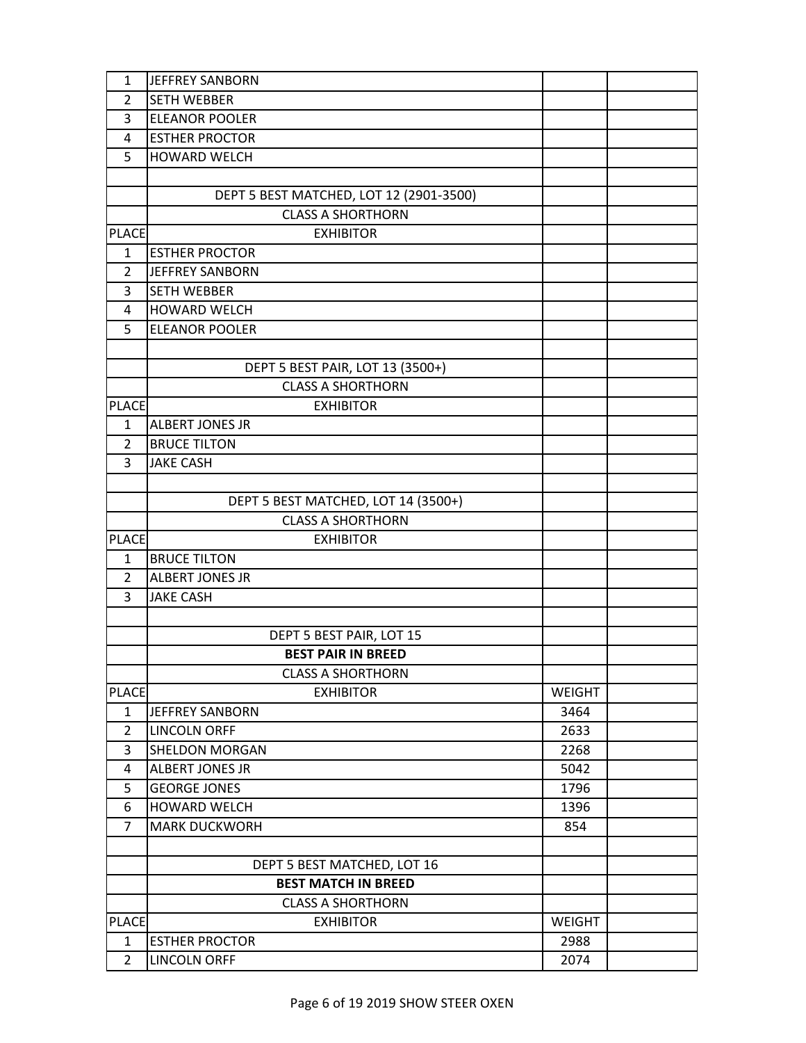| | | | |
|---|---|---|---|
| 1 | JEFFREY SANBORN | | |
| 2 | SETH WEBBER | | |
| 3 | ELEANOR POOLER | | |
| 4 | ESTHER PROCTOR | | |
| 5 | HOWARD WELCH | | |
| | | | |
| | DEPT 5 BEST MATCHED, LOT 12 (2901-3500) | | |
| | CLASS A SHORTHORN | | |
| PLACE | EXHIBITOR | | |
| 1 | ESTHER PROCTOR | | |
| 2 | JEFFREY SANBORN | | |
| 3 | SETH WEBBER | | |
| 4 | HOWARD WELCH | | |
| 5 | ELEANOR POOLER | | |
| | | | |
| | DEPT 5 BEST PAIR, LOT 13 (3500+) | | |
| | CLASS A SHORTHORN | | |
| PLACE | EXHIBITOR | | |
| 1 | ALBERT JONES JR | | |
| 2 | BRUCE TILTON | | |
| 3 | JAKE CASH | | |
| | | | |
| | DEPT 5 BEST MATCHED, LOT 14 (3500+) | | |
| | CLASS A SHORTHORN | | |
| PLACE | EXHIBITOR | | |
| 1 | BRUCE TILTON | | |
| 2 | ALBERT JONES JR | | |
| 3 | JAKE CASH | | |
| | | | |
| | DEPT 5 BEST PAIR, LOT 15 | | |
| | **BEST PAIR IN BREED** | | |
| | CLASS A SHORTHORN | | |
| PLACE | EXHIBITOR | WEIGHT | |
| 1 | JEFFREY SANBORN | 3464 | |
| 2 | LINCOLN ORFF | 2633 | |
| 3 | SHELDON MORGAN | 2268 | |
| 4 | ALBERT JONES JR | 5042 | |
| 5 | GEORGE JONES | 1796 | |
| 6 | HOWARD WELCH | 1396 | |
| 7 | MARK DUCKWORH | 854 | |
| | | | |
| | DEPT 5 BEST MATCHED, LOT 16 | | |
| | **BEST MATCH IN BREED** | | |
| | CLASS A SHORTHORN | | |
| PLACE | EXHIBITOR | WEIGHT | |
| 1 | ESTHER PROCTOR | 2988 | |
| 2 | LINCOLN ORFF | 2074 | |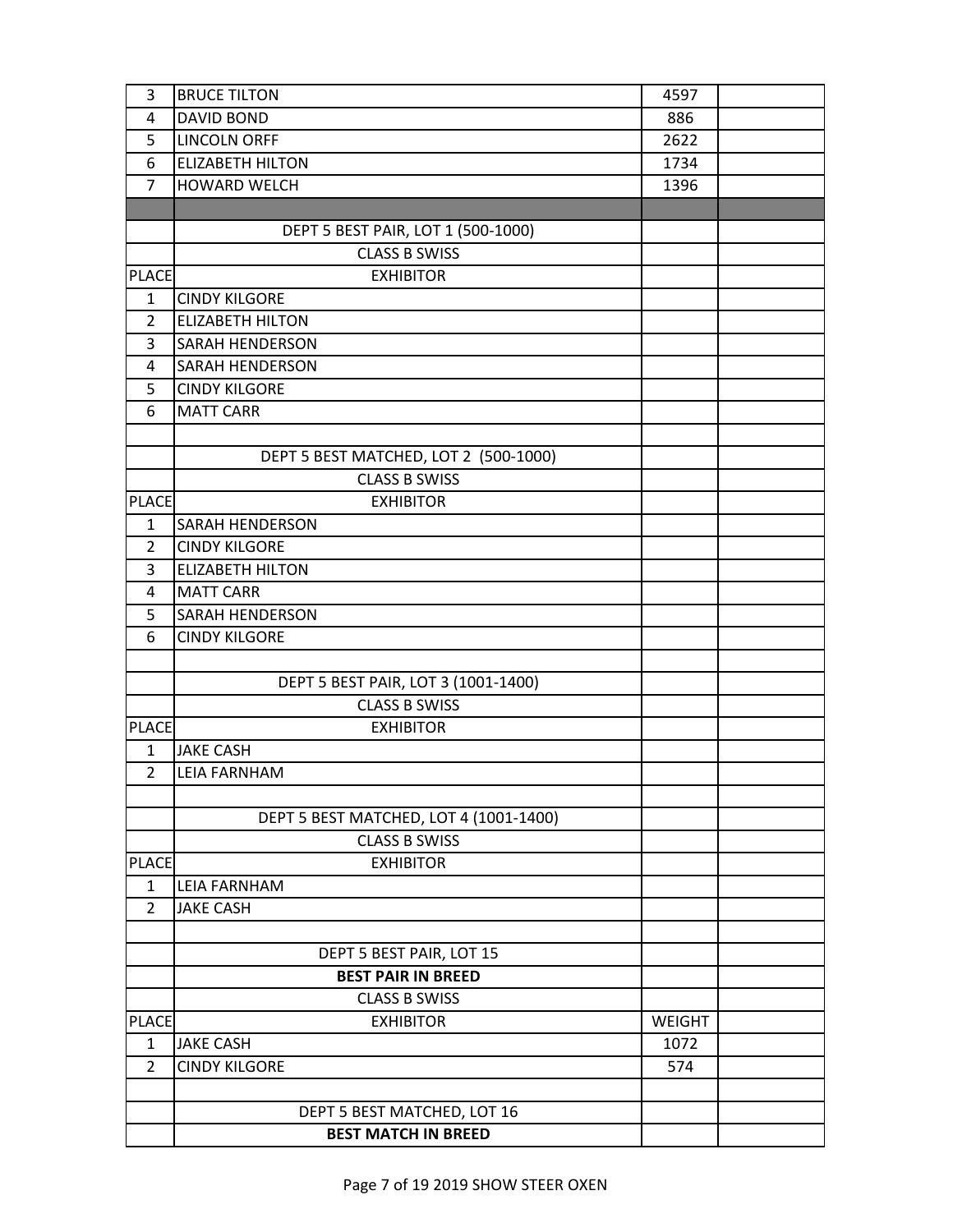| | | | |
|---|---|---|---|
| 3 | BRUCE TILTON | 4597 | |
| 4 | DAVID BOND | 886 | |
| 5 | LINCOLN ORFF | 2622 | |
| 6 | ELIZABETH HILTON | 1734 | |
| 7 | HOWARD WELCH | 1396 | |
| | | | |
| | DEPT 5 BEST PAIR, LOT 1 (500-1000) | | |
| | CLASS B SWISS | | |
| PLACE | EXHIBITOR | | |
| 1 | CINDY KILGORE | | |
| 2 | ELIZABETH HILTON | | |
| 3 | SARAH HENDERSON | | |
| 4 | SARAH HENDERSON | | |
| 5 | CINDY KILGORE | | |
| 6 | MATT CARR | | |
| | | | |
| | DEPT 5 BEST MATCHED, LOT 2 (500-1000) | | |
| | CLASS B SWISS | | |
| PLACE | EXHIBITOR | | |
| 1 | SARAH HENDERSON | | |
| 2 | CINDY KILGORE | | |
| 3 | ELIZABETH HILTON | | |
| 4 | MATT CARR | | |
| 5 | SARAH HENDERSON | | |
| 6 | CINDY KILGORE | | |
| | | | |
| | DEPT 5 BEST PAIR, LOT 3 (1001-1400) | | |
| | CLASS B SWISS | | |
| PLACE | EXHIBITOR | | |
| 1 | JAKE CASH | | |
| 2 | LEIA FARNHAM | | |
| | | | |
| | DEPT 5 BEST MATCHED, LOT 4 (1001-1400) | | |
| | CLASS B SWISS | | |
| PLACE | EXHIBITOR | | |
| 1 | LEIA FARNHAM | | |
| 2 | JAKE CASH | | |
| | | | |
| | DEPT 5 BEST PAIR, LOT 15 | | |
| | **BEST PAIR IN BREED** | | |
| | CLASS B SWISS | | |
| PLACE | EXHIBITOR | WEIGHT | |
| 1 | JAKE CASH | 1072 | |
| 2 | CINDY KILGORE | 574 | |
| | | | |
| | DEPT 5 BEST MATCHED, LOT 16 | | |
| | **BEST MATCH IN BREED** | | |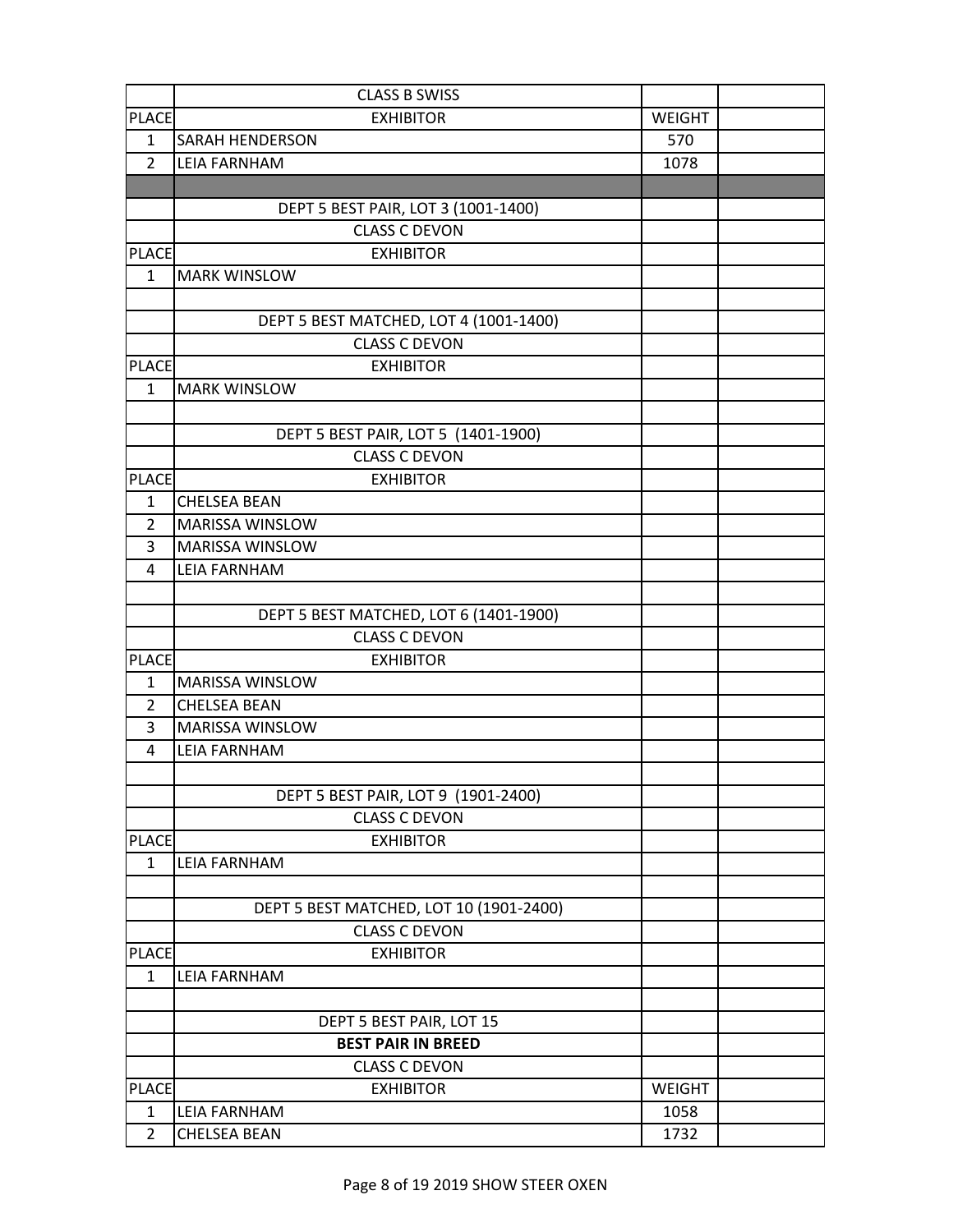| | CLASS B SWISS | | |
|---|---|---|---|
| PLACE | EXHIBITOR | WEIGHT | |
| 1 | SARAH HENDERSON | 570 | |
| 2 | LEIA FARNHAM | 1078 | |
| | | | |
| | DEPT 5 BEST PAIR, LOT 3 (1001-1400) | | |
| | CLASS C DEVON | | |
| PLACE | EXHIBITOR | | |
| 1 | MARK WINSLOW | | |
| | | | |
| | DEPT 5 BEST MATCHED, LOT 4 (1001-1400) | | |
| | CLASS C DEVON | | |
| PLACE | EXHIBITOR | | |
| 1 | MARK WINSLOW | | |
| | | | |
| | DEPT 5 BEST PAIR, LOT 5 (1401-1900) | | |
| | CLASS C DEVON | | |
| PLACE | EXHIBITOR | | |
| 1 | CHELSEA BEAN | | |
| 2 | MARISSA WINSLOW | | |
| 3 | MARISSA WINSLOW | | |
| 4 | LEIA FARNHAM | | |
| | | | |
| | DEPT 5 BEST MATCHED, LOT 6 (1401-1900) | | |
| | CLASS C DEVON | | |
| PLACE | EXHIBITOR | | |
| 1 | MARISSA WINSLOW | | |
| 2 | CHELSEA BEAN | | |
| 3 | MARISSA WINSLOW | | |
| 4 | LEIA FARNHAM | | |
| | | | |
| | DEPT 5 BEST PAIR, LOT 9 (1901-2400) | | |
| | CLASS C DEVON | | |
| PLACE | EXHIBITOR | | |
| 1 | LEIA FARNHAM | | |
| | | | |
| | DEPT 5 BEST MATCHED, LOT 10 (1901-2400) | | |
| | CLASS C DEVON | | |
| PLACE | EXHIBITOR | | |
| 1 | LEIA FARNHAM | | |
| | | | |
| | DEPT 5 BEST PAIR, LOT 15 | | |
| | **BEST PAIR IN BREED** | | |
| | CLASS C DEVON | | |
| PLACE | EXHIBITOR | WEIGHT | |
| 1 | LEIA FARNHAM | 1058 | |
| 2 | CHELSEA BEAN | 1732 | |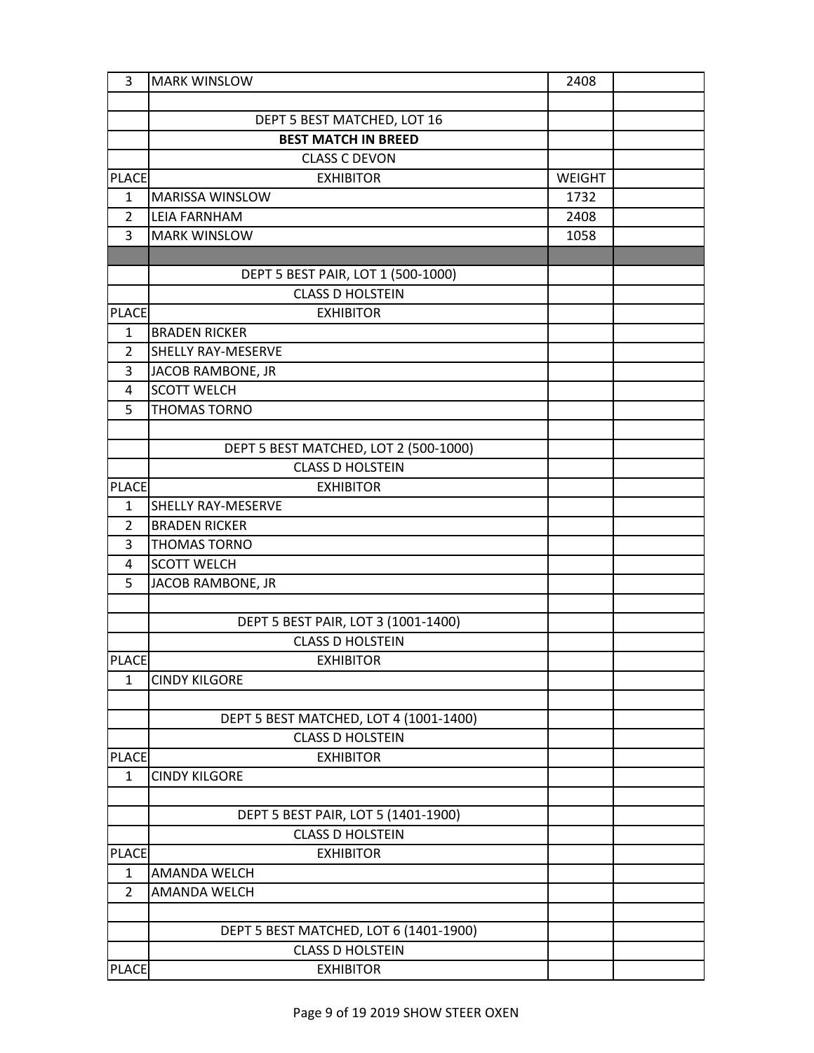| | | | |
|---|---|---|---|
| 3 | MARK WINSLOW | 2408 | |
| | | | |
| | DEPT 5 BEST MATCHED, LOT 16 | | |
| | **BEST MATCH IN BREED** | | |
| | CLASS C DEVON | | |
| PLACE | EXHIBITOR | WEIGHT | |
| 1 | MARISSA WINSLOW | 1732 | |
| 2 | LEIA FARNHAM | 2408 | |
| 3 | MARK WINSLOW | 1058 | |
| | | | |
| | DEPT 5 BEST PAIR, LOT 1 (500-1000) | | |
| | CLASS D HOLSTEIN | | |
| PLACE | EXHIBITOR | | |
| 1 | BRADEN RICKER | | |
| 2 | SHELLY RAY-MESERVE | | |
| 3 | JACOB RAMBONE, JR | | |
| 4 | SCOTT WELCH | | |
| 5 | THOMAS TORNO | | |
| | | | |
| | DEPT 5 BEST MATCHED, LOT 2 (500-1000) | | |
| | CLASS D HOLSTEIN | | |
| PLACE | EXHIBITOR | | |
| 1 | SHELLY RAY-MESERVE | | |
| 2 | BRADEN RICKER | | |
| 3 | THOMAS TORNO | | |
| 4 | SCOTT WELCH | | |
| 5 | JACOB RAMBONE, JR | | |
| | | | |
| | DEPT 5 BEST PAIR, LOT 3 (1001-1400) | | |
| | CLASS D HOLSTEIN | | |
| PLACE | EXHIBITOR | | |
| 1 | CINDY KILGORE | | |
| | | | |
| | DEPT 5 BEST MATCHED, LOT 4 (1001-1400) | | |
| | CLASS D HOLSTEIN | | |
| PLACE | EXHIBITOR | | |
| 1 | CINDY KILGORE | | |
| | | | |
| | DEPT 5 BEST PAIR, LOT 5 (1401-1900) | | |
| | CLASS D HOLSTEIN | | |
| PLACE | EXHIBITOR | | |
| 1 | AMANDA WELCH | | |
| 2 | AMANDA WELCH | | |
| | | | |
| | DEPT 5 BEST MATCHED, LOT 6 (1401-1900) | | |
| | CLASS D HOLSTEIN | | |
| PLACE | EXHIBITOR | | |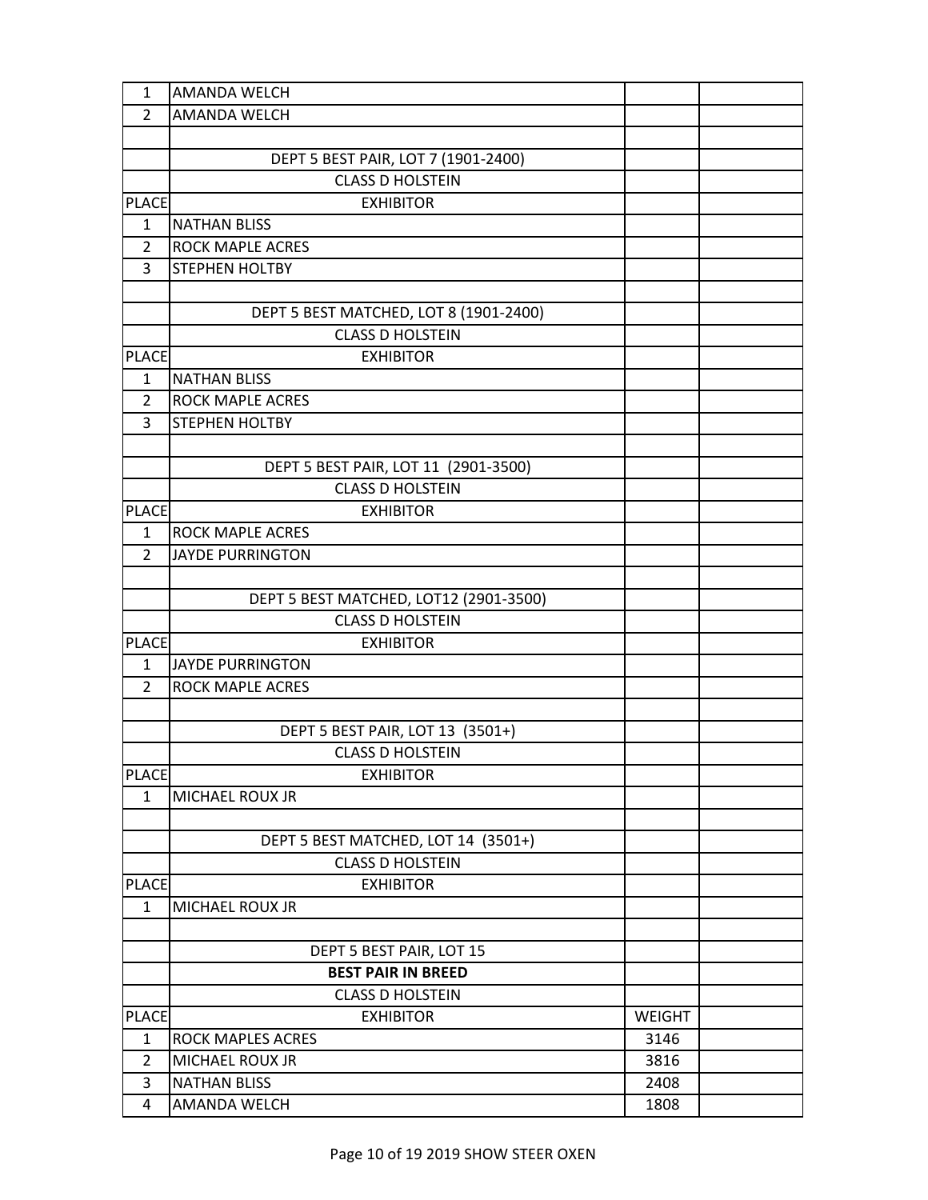| | | | |
|---|---|---|---|
| 1 | AMANDA WELCH | | |
| 2 | AMANDA WELCH | | |
| | | | |
| | DEPT 5 BEST PAIR, LOT 7 (1901-2400) | | |
| | CLASS D HOLSTEIN | | |
| PLACE | EXHIBITOR | | |
| 1 | NATHAN BLISS | | |
| 2 | ROCK MAPLE ACRES | | |
| 3 | STEPHEN HOLTBY | | |
| | | | |
| | DEPT 5 BEST MATCHED, LOT 8 (1901-2400) | | |
| | CLASS D HOLSTEIN | | |
| PLACE | EXHIBITOR | | |
| 1 | NATHAN BLISS | | |
| 2 | ROCK MAPLE ACRES | | |
| 3 | STEPHEN HOLTBY | | |
| | | | |
| | DEPT 5 BEST PAIR, LOT 11 (2901-3500) | | |
| | CLASS D HOLSTEIN | | |
| PLACE | EXHIBITOR | | |
| 1 | ROCK MAPLE ACRES | | |
| 2 | JAYDE PURRINGTON | | |
| | | | |
| | DEPT 5 BEST MATCHED, LOT12 (2901-3500) | | |
| | CLASS D HOLSTEIN | | |
| PLACE | EXHIBITOR | | |
| 1 | JAYDE PURRINGTON | | |
| 2 | ROCK MAPLE ACRES | | |
| | | | |
| | DEPT 5 BEST PAIR, LOT 13 (3501+) | | |
| | CLASS D HOLSTEIN | | |
| PLACE | EXHIBITOR | | |
| 1 | MICHAEL ROUX JR | | |
| | | | |
| | DEPT 5 BEST MATCHED, LOT 14 (3501+) | | |
| | CLASS D HOLSTEIN | | |
| PLACE | EXHIBITOR | | |
| 1 | MICHAEL ROUX JR | | |
| | | | |
| | DEPT 5 BEST PAIR, LOT 15 | | |
| | **BEST PAIR IN BREED** | | |
| | CLASS D HOLSTEIN | | |
| PLACE | EXHIBITOR | WEIGHT | |
| 1 | ROCK MAPLES ACRES | 3146 | |
| 2 | MICHAEL ROUX JR | 3816 | |
| 3 | NATHAN BLISS | 2408 | |
| 4 | AMANDA WELCH | 1808 | |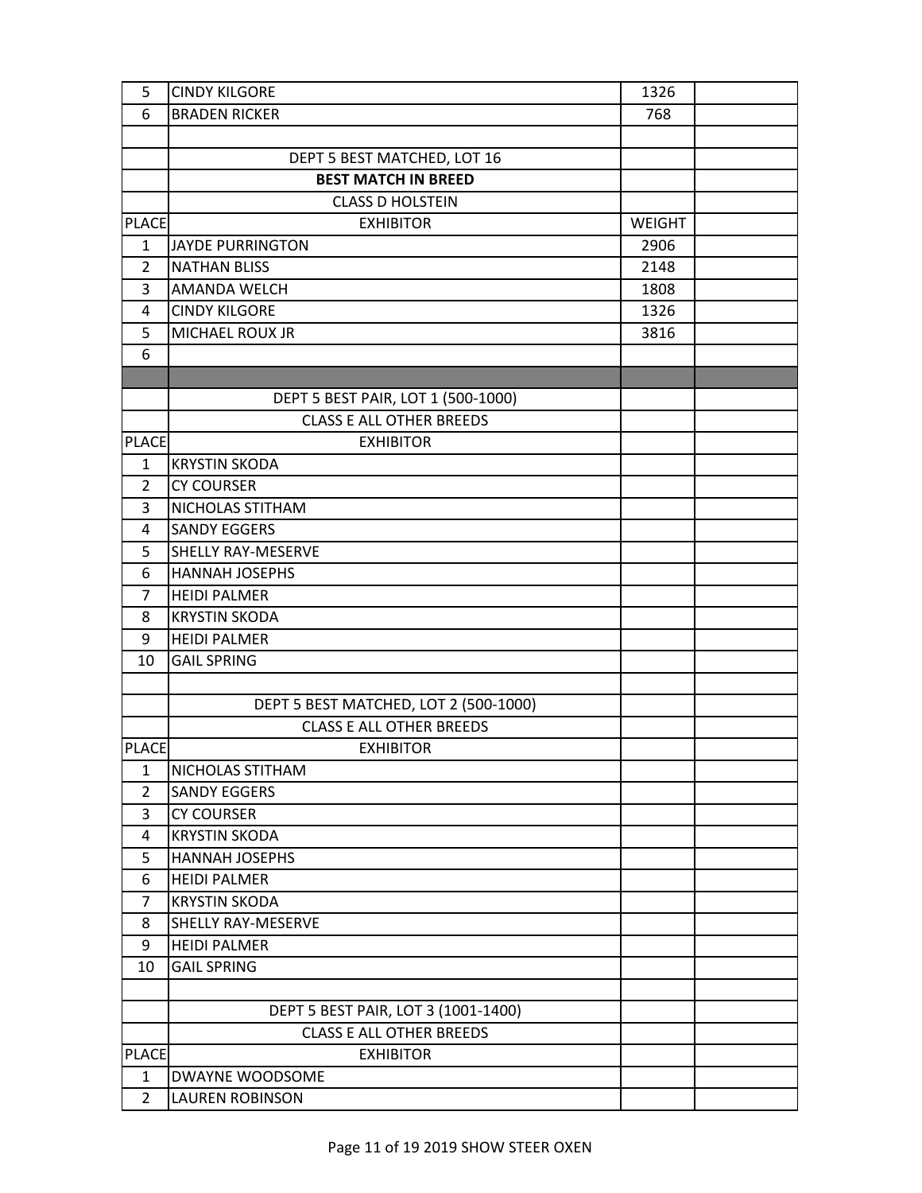| 5 | CINDY KILGORE | 1326 | |
|---|---|---|---|
| 6 | BRADEN RICKER | 768 | |
| | | | |
| | DEPT 5 BEST MATCHED, LOT 16 | | |
| | **BEST MATCH IN BREED** | | |
| | CLASS D HOLSTEIN | | |
| PLACE | EXHIBITOR | WEIGHT | |
| 1 | JAYDE PURRINGTON | 2906 | |
| 2 | NATHAN BLISS | 2148 | |
| 3 | AMANDA WELCH | 1808 | |
| 4 | CINDY KILGORE | 1326 | |
| 5 | MICHAEL ROUX JR | 3816 | |
| 6 | | | |
| | | | |
| | DEPT 5 BEST PAIR, LOT 1 (500-1000) | | |
| | CLASS E ALL OTHER BREEDS | | |
| PLACE | EXHIBITOR | | |
| 1 | KRYSTIN SKODA | | |
| 2 | CY COURSER | | |
| 3 | NICHOLAS STITHAM | | |
| 4 | SANDY EGGERS | | |
| 5 | SHELLY RAY-MESERVE | | |
| 6 | HANNAH JOSEPHS | | |
| 7 | HEIDI PALMER | | |
| 8 | KRYSTIN SKODA | | |
| 9 | HEIDI PALMER | | |
| 10 | GAIL SPRING | | |
| | | | |
| | DEPT 5 BEST MATCHED, LOT 2 (500-1000) | | |
| | CLASS E ALL OTHER BREEDS | | |
| PLACE | EXHIBITOR | | |
| 1 | NICHOLAS STITHAM | | |
| 2 | SANDY EGGERS | | |
| 3 | CY COURSER | | |
| 4 | KRYSTIN SKODA | | |
| 5 | HANNAH JOSEPHS | | |
| 6 | HEIDI PALMER | | |
| 7 | KRYSTIN SKODA | | |
| 8 | SHELLY RAY-MESERVE | | |
| 9 | HEIDI PALMER | | |
| 10 | GAIL SPRING | | |
| | | | |
| | DEPT 5 BEST PAIR, LOT 3 (1001-1400) | | |
| | CLASS E ALL OTHER BREEDS | | |
| PLACE | EXHIBITOR | | |
| 1 | DWAYNE WOODSOME | | |
| 2 | LAUREN ROBINSON | | |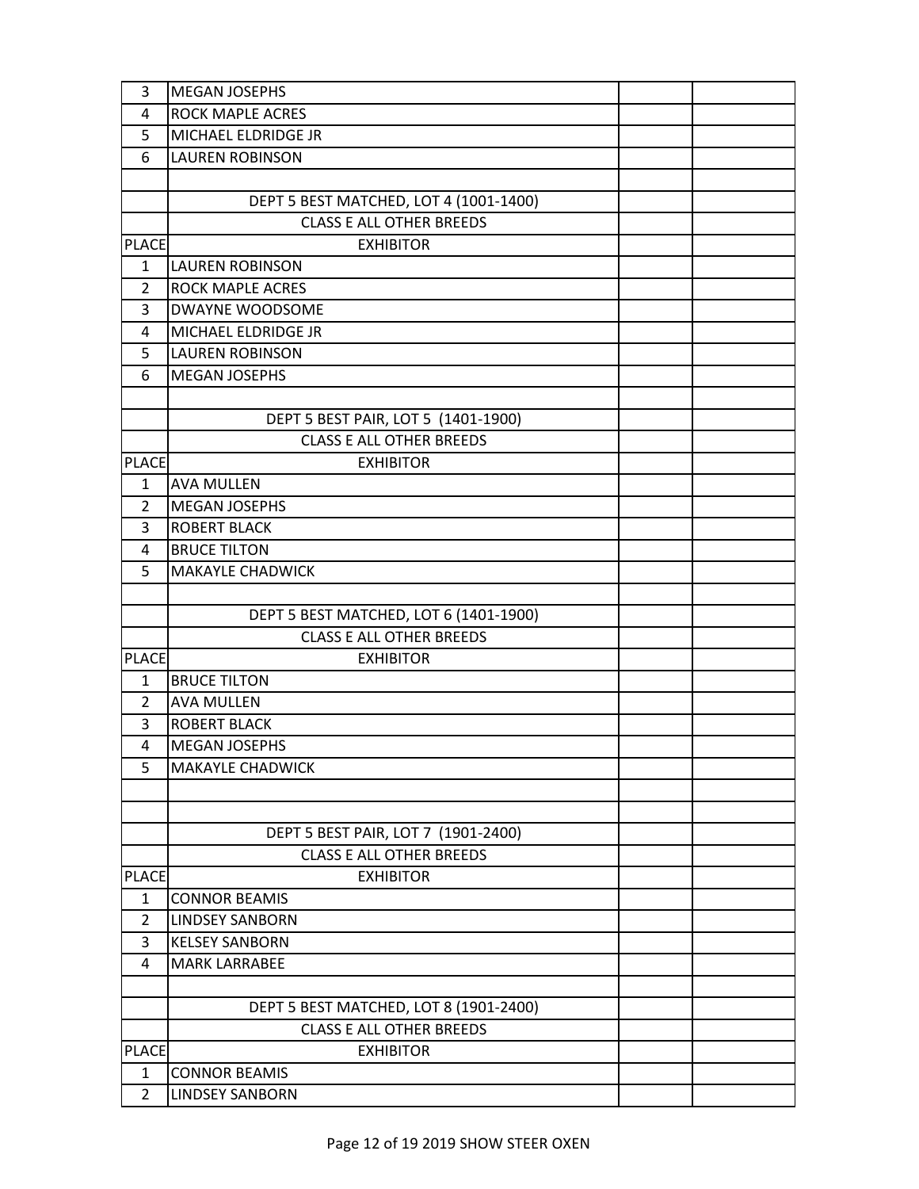| | | | |
|---|---|---|---|
| 3 | MEGAN JOSEPHS | | |
| 4 | ROCK MAPLE ACRES | | |
| 5 | MICHAEL ELDRIDGE JR | | |
| 6 | LAUREN ROBINSON | | |
| | | | |
| | DEPT 5 BEST MATCHED, LOT 4 (1001-1400) | | |
| | CLASS E ALL OTHER BREEDS | | |
| PLACE | EXHIBITOR | | |
| 1 | LAUREN ROBINSON | | |
| 2 | ROCK MAPLE ACRES | | |
| 3 | DWAYNE WOODSOME | | |
| 4 | MICHAEL ELDRIDGE JR | | |
| 5 | LAUREN ROBINSON | | |
| 6 | MEGAN JOSEPHS | | |
| | | | |
| | DEPT 5 BEST PAIR, LOT 5 (1401-1900) | | |
| | CLASS E ALL OTHER BREEDS | | |
| PLACE | EXHIBITOR | | |
| 1 | AVA MULLEN | | |
| 2 | MEGAN JOSEPHS | | |
| 3 | ROBERT BLACK | | |
| 4 | BRUCE TILTON | | |
| 5 | MAKAYLE CHADWICK | | |
| | | | |
| | DEPT 5 BEST MATCHED, LOT 6 (1401-1900) | | |
| | CLASS E ALL OTHER BREEDS | | |
| PLACE | EXHIBITOR | | |
| 1 | BRUCE TILTON | | |
| 2 | AVA MULLEN | | |
| 3 | ROBERT BLACK | | |
| 4 | MEGAN JOSEPHS | | |
| 5 | MAKAYLE CHADWICK | | |
| | | | |
| | | | |
| | DEPT 5 BEST PAIR, LOT 7 (1901-2400) | | |
| | CLASS E ALL OTHER BREEDS | | |
| PLACE | EXHIBITOR | | |
| 1 | CONNOR BEAMIS | | |
| 2 | LINDSEY SANBORN | | |
| 3 | KELSEY SANBORN | | |
| 4 | MARK LARRABEE | | |
| | | | |
| | DEPT 5 BEST MATCHED, LOT 8 (1901-2400) | | |
| | CLASS E ALL OTHER BREEDS | | |
| PLACE | EXHIBITOR | | |
| 1 | CONNOR BEAMIS | | |
| 2 | LINDSEY SANBORN | | |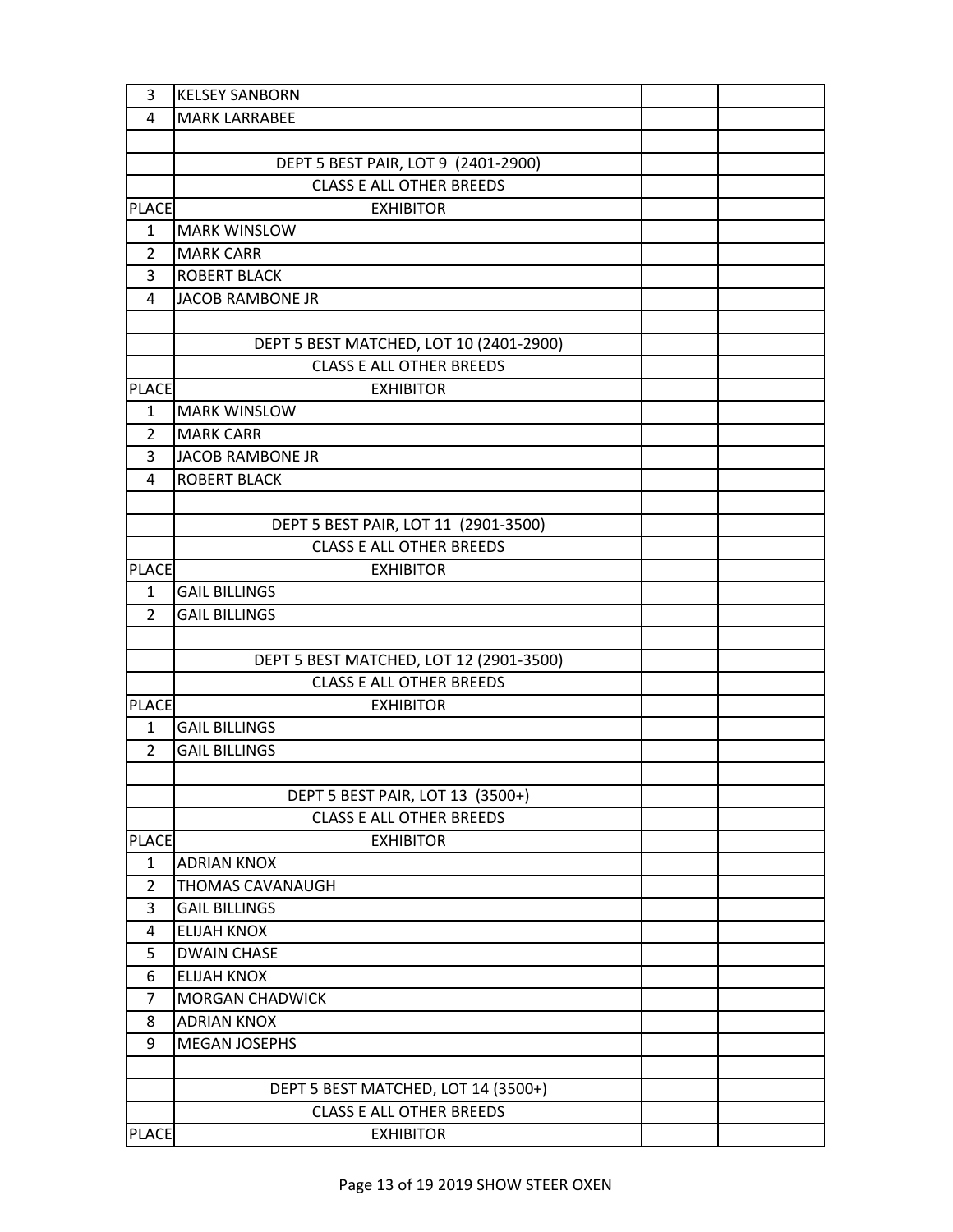| | | | |
|---|---|---|---|
| 3 | KELSEY SANBORN | | |
| 4 | MARK LARRABEE | | |
| | | | |
| | DEPT 5 BEST PAIR, LOT 9 (2401-2900) | | |
| | CLASS E ALL OTHER BREEDS | | |
| PLACE | EXHIBITOR | | |
| 1 | MARK WINSLOW | | |
| 2 | MARK CARR | | |
| 3 | ROBERT BLACK | | |
| 4 | JACOB RAMBONE JR | | |
| | | | |
| | DEPT 5 BEST MATCHED, LOT 10 (2401-2900) | | |
| | CLASS E ALL OTHER BREEDS | | |
| PLACE | EXHIBITOR | | |
| 1 | MARK WINSLOW | | |
| 2 | MARK CARR | | |
| 3 | JACOB RAMBONE JR | | |
| 4 | ROBERT BLACK | | |
| | | | |
| | DEPT 5 BEST PAIR, LOT 11 (2901-3500) | | |
| | CLASS E ALL OTHER BREEDS | | |
| PLACE | EXHIBITOR | | |
| 1 | GAIL BILLINGS | | |
| 2 | GAIL BILLINGS | | |
| | | | |
| | DEPT 5 BEST MATCHED, LOT 12 (2901-3500) | | |
| | CLASS E ALL OTHER BREEDS | | |
| PLACE | EXHIBITOR | | |
| 1 | GAIL BILLINGS | | |
| 2 | GAIL BILLINGS | | |
| | | | |
| | DEPT 5 BEST PAIR, LOT 13 (3500+) | | |
| | CLASS E ALL OTHER BREEDS | | |
| PLACE | EXHIBITOR | | |
| 1 | ADRIAN KNOX | | |
| 2 | THOMAS CAVANAUGH | | |
| 3 | GAIL BILLINGS | | |
| 4 | ELIJAH KNOX | | |
| 5 | DWAIN CHASE | | |
| 6 | ELIJAH KNOX | | |
| 7 | MORGAN CHADWICK | | |
| 8 | ADRIAN KNOX | | |
| 9 | MEGAN JOSEPHS | | |
| | | | |
| | DEPT 5 BEST MATCHED, LOT 14 (3500+) | | |
| | CLASS E ALL OTHER BREEDS | | |
| PLACE | EXHIBITOR | | |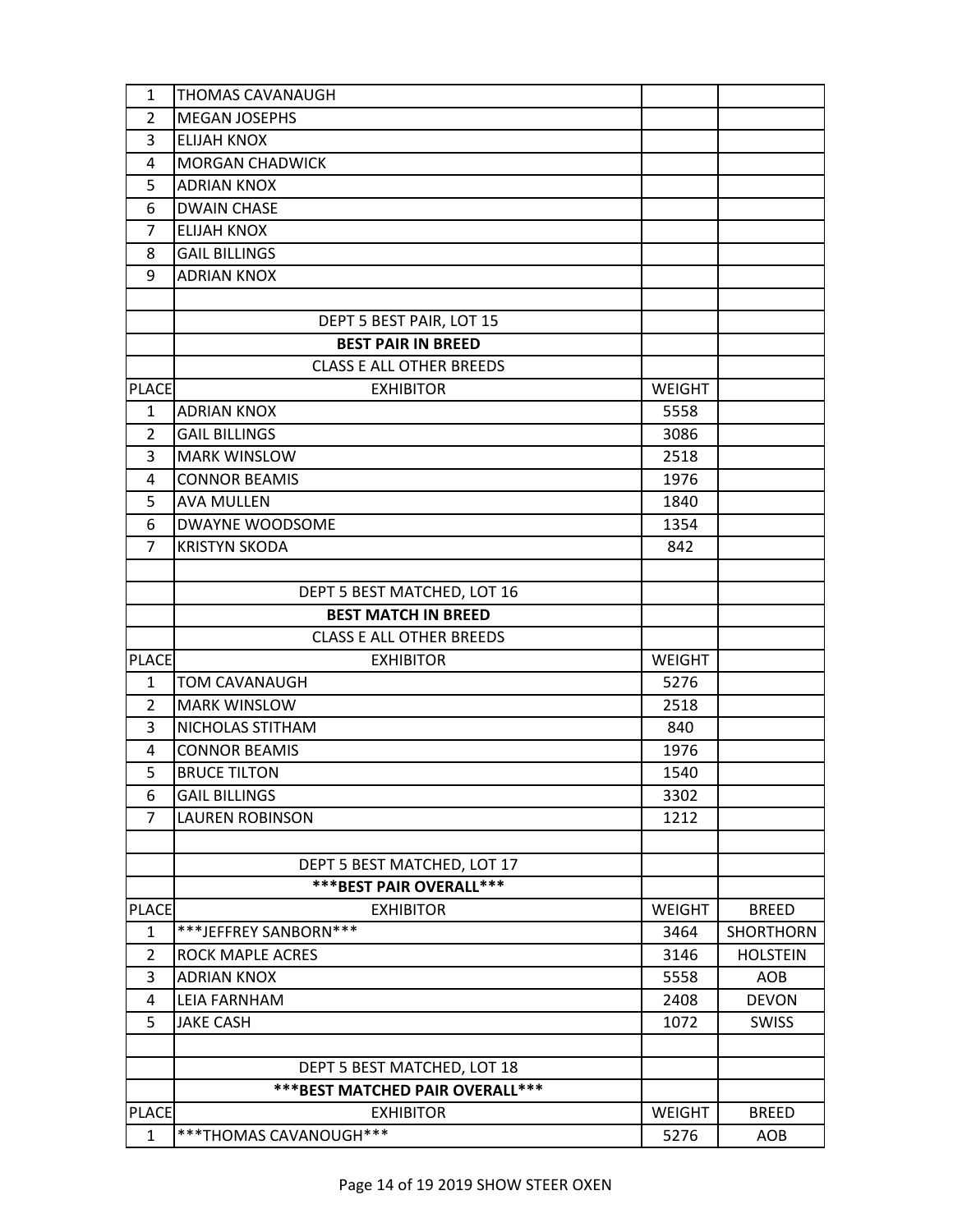| 1 | THOMAS CAVANAUGH | | |
|---|---|---|---|
| 2 | MEGAN JOSEPHS | | |
| 3 | ELIJAH KNOX | | |
| 4 | MORGAN CHADWICK | | |
| 5 | ADRIAN KNOX | | |
| 6 | DWAIN CHASE | | |
| 7 | ELIJAH KNOX | | |
| 8 | GAIL BILLINGS | | |
| 9 | ADRIAN KNOX | | |

| | DEPT 5 BEST PAIR, LOT 15 | | |
|---|---|---|---|
| | **BEST PAIR IN BREED** | | |
| | CLASS E ALL OTHER BREEDS | | |
| PLACE | EXHIBITOR | WEIGHT | |
| 1 | ADRIAN KNOX | 5558 | |
| 2 | GAIL BILLINGS | 3086 | |
| 3 | MARK WINSLOW | 2518 | |
| 4 | CONNOR BEAMIS | 1976 | |
| 5 | AVA MULLEN | 1840 | |
| 6 | DWAYNE WOODSOME | 1354 | |
| 7 | KRISTYN SKODA | 842 | |

| | DEPT 5 BEST MATCHED, LOT 16 | | |
|---|---|---|---|
| | **BEST MATCH IN BREED** | | |
| | CLASS E ALL OTHER BREEDS | | |
| PLACE | EXHIBITOR | WEIGHT | |
| 1 | TOM CAVANAUGH | 5276 | |
| 2 | MARK WINSLOW | 2518 | |
| 3 | NICHOLAS STITHAM | 840 | |
| 4 | CONNOR BEAMIS | 1976 | |
| 5 | BRUCE TILTON | 1540 | |
| 6 | GAIL BILLINGS | 3302 | |
| 7 | LAUREN ROBINSON | 1212 | |

| | DEPT 5 BEST MATCHED, LOT 17 | | |
|---|---|---|---|
| | **\*\*\*BEST PAIR OVERALL\*\*\*** | | |
| PLACE | EXHIBITOR | WEIGHT | BREED |
| 1 | ***JEFFREY SANBORN*** | 3464 | SHORTHORN |
| 2 | ROCK MAPLE ACRES | 3146 | HOLSTEIN |
| 3 | ADRIAN KNOX | 5558 | AOB |
| 4 | LEIA FARNHAM | 2408 | DEVON |
| 5 | JAKE CASH | 1072 | SWISS |

| | DEPT 5 BEST MATCHED, LOT 18 | | |
|---|---|---|---|
| | **\*\*\*BEST MATCHED PAIR OVERALL\*\*\*** | | |
| PLACE | EXHIBITOR | WEIGHT | BREED |
| 1 | ***THOMAS CAVANOUGH*** | 5276 | AOB |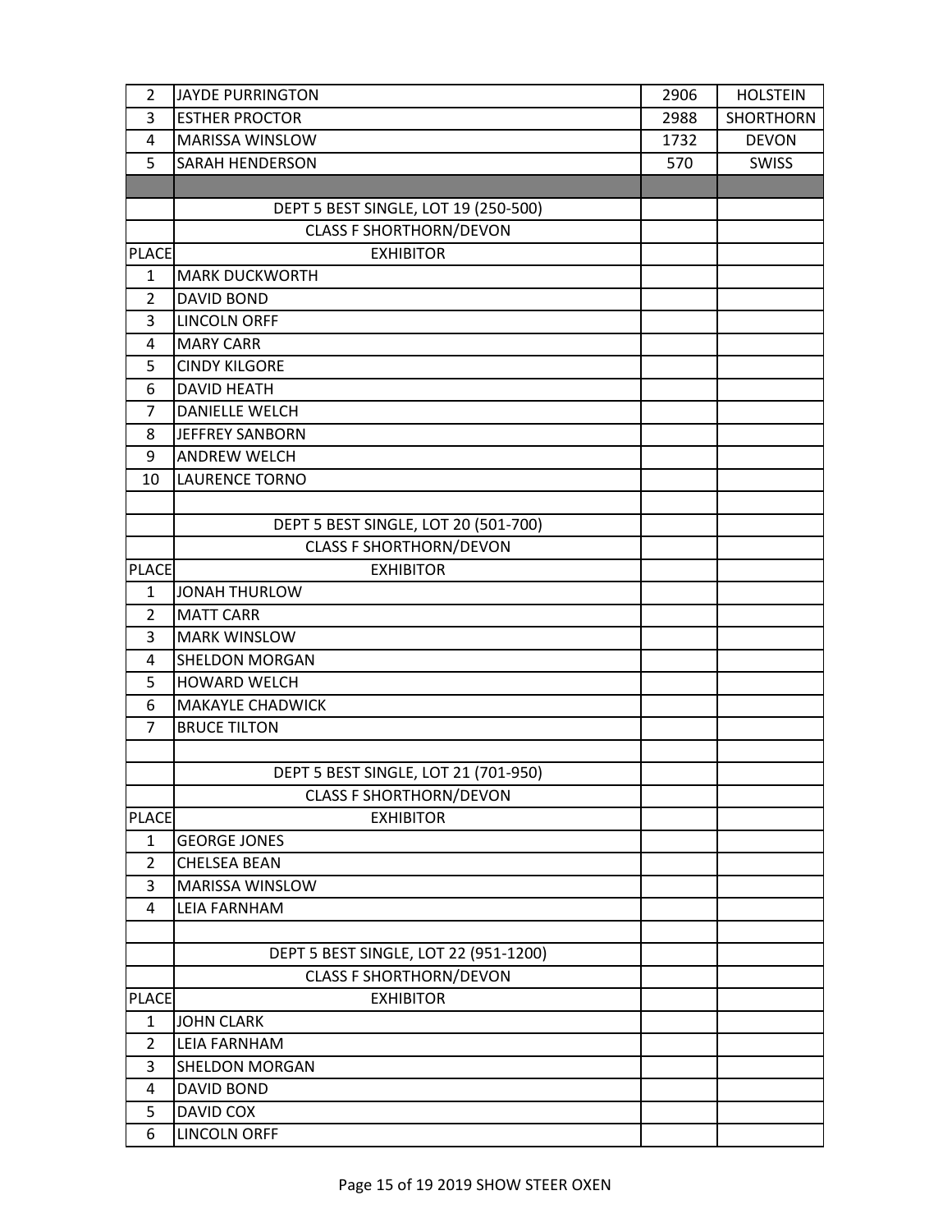| | | | |
|---|---|---|---|
| 2 | JAYDE PURRINGTON | 2906 | HOLSTEIN |
| 3 | ESTHER PROCTOR | 2988 | SHORTHORN |
| 4 | MARISSA WINSLOW | 1732 | DEVON |
| 5 | SARAH HENDERSON | 570 | SWISS |
| | | | |
| | DEPT 5 BEST SINGLE, LOT 19 (250-500) | | |
| | CLASS F SHORTHORN/DEVON | | |
| PLACE | EXHIBITOR | | |
| 1 | MARK DUCKWORTH | | |
| 2 | DAVID BOND | | |
| 3 | LINCOLN ORFF | | |
| 4 | MARY CARR | | |
| 5 | CINDY KILGORE | | |
| 6 | DAVID HEATH | | |
| 7 | DANIELLE WELCH | | |
| 8 | JEFFREY SANBORN | | |
| 9 | ANDREW WELCH | | |
| 10 | LAURENCE TORNO | | |
| | | | |
| | DEPT 5 BEST SINGLE, LOT 20 (501-700) | | |
| | CLASS F SHORTHORN/DEVON | | |
| PLACE | EXHIBITOR | | |
| 1 | JONAH THURLOW | | |
| 2 | MATT CARR | | |
| 3 | MARK WINSLOW | | |
| 4 | SHELDON MORGAN | | |
| 5 | HOWARD WELCH | | |
| 6 | MAKAYLE CHADWICK | | |
| 7 | BRUCE TILTON | | |
| | | | |
| | DEPT 5 BEST SINGLE, LOT 21 (701-950) | | |
| | CLASS F SHORTHORN/DEVON | | |
| PLACE | EXHIBITOR | | |
| 1 | GEORGE JONES | | |
| 2 | CHELSEA BEAN | | |
| 3 | MARISSA WINSLOW | | |
| 4 | LEIA FARNHAM | | |
| | | | |
| | DEPT 5 BEST SINGLE, LOT 22 (951-1200) | | |
| | CLASS F SHORTHORN/DEVON | | |
| PLACE | EXHIBITOR | | |
| 1 | JOHN CLARK | | |
| 2 | LEIA FARNHAM | | |
| 3 | SHELDON MORGAN | | |
| 4 | DAVID BOND | | |
| 5 | DAVID COX | | |
| 6 | LINCOLN ORFF | | |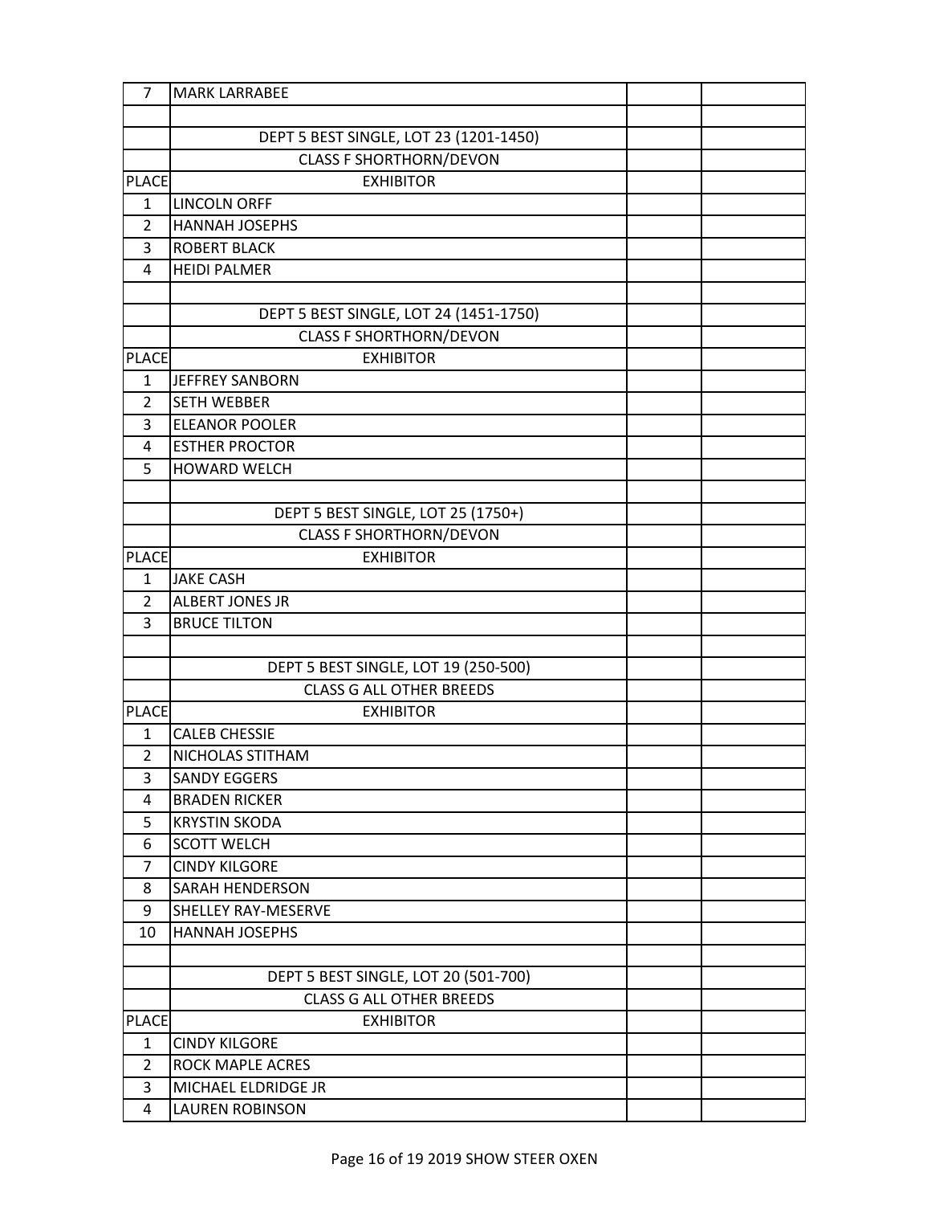| | | | |
|---|---|---|---|
| 7 | MARK LARRABEE | | |
| | | | |
| | DEPT 5 BEST SINGLE, LOT 23 (1201-1450) | | |
| | CLASS F SHORTHORN/DEVON | | |
| PLACE | EXHIBITOR | | |
| 1 | LINCOLN ORFF | | |
| 2 | HANNAH JOSEPHS | | |
| 3 | ROBERT BLACK | | |
| 4 | HEIDI PALMER | | |
| | | | |
| | DEPT 5 BEST SINGLE, LOT 24 (1451-1750) | | |
| | CLASS F SHORTHORN/DEVON | | |
| PLACE | EXHIBITOR | | |
| 1 | JEFFREY SANBORN | | |
| 2 | SETH WEBBER | | |
| 3 | ELEANOR POOLER | | |
| 4 | ESTHER PROCTOR | | |
| 5 | HOWARD WELCH | | |
| | | | |
| | DEPT 5 BEST SINGLE, LOT 25 (1750+) | | |
| | CLASS F SHORTHORN/DEVON | | |
| PLACE | EXHIBITOR | | |
| 1 | JAKE CASH | | |
| 2 | ALBERT JONES JR | | |
| 3 | BRUCE TILTON | | |
| | | | |
| | DEPT 5 BEST SINGLE, LOT 19 (250-500) | | |
| | CLASS G ALL OTHER BREEDS | | |
| PLACE | EXHIBITOR | | |
| 1 | CALEB CHESSIE | | |
| 2 | NICHOLAS STITHAM | | |
| 3 | SANDY EGGERS | | |
| 4 | BRADEN RICKER | | |
| 5 | KRYSTIN SKODA | | |
| 6 | SCOTT WELCH | | |
| 7 | CINDY KILGORE | | |
| 8 | SARAH HENDERSON | | |
| 9 | SHELLEY RAY-MESERVE | | |
| 10 | HANNAH JOSEPHS | | |
| | | | |
| | DEPT 5 BEST SINGLE, LOT 20 (501-700) | | |
| | CLASS G ALL OTHER BREEDS | | |
| PLACE | EXHIBITOR | | |
| 1 | CINDY KILGORE | | |
| 2 | ROCK MAPLE ACRES | | |
| 3 | MICHAEL ELDRIDGE JR | | |
| 4 | LAUREN ROBINSON | | |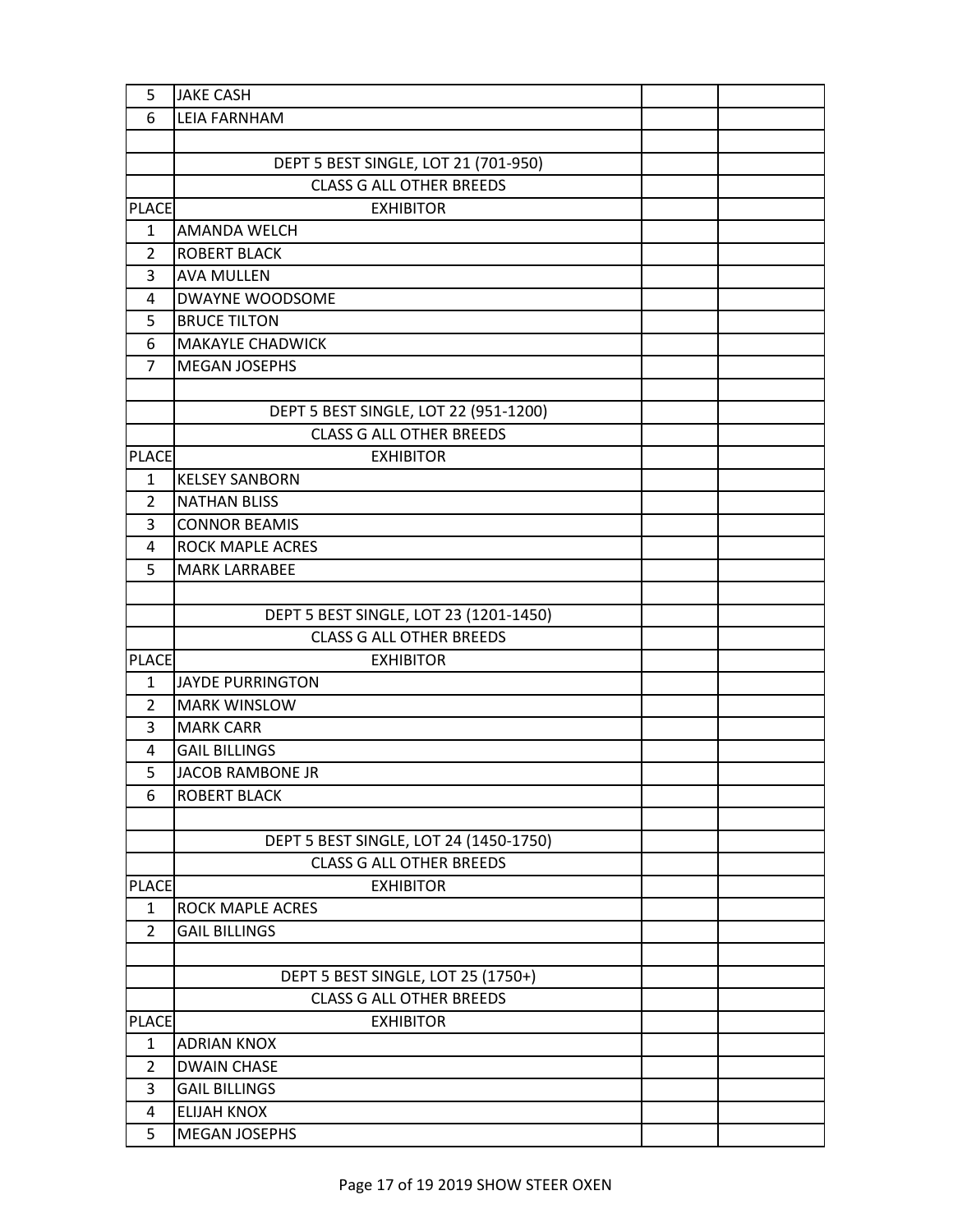| | | | |
|---|---|---|---|
| 5 | JAKE CASH | | |
| 6 | LEIA FARNHAM | | |
| | | | |
| | DEPT 5 BEST SINGLE, LOT 21 (701-950) | | |
| | CLASS G ALL OTHER BREEDS | | |
| PLACE | EXHIBITOR | | |
| 1 | AMANDA WELCH | | |
| 2 | ROBERT BLACK | | |
| 3 | AVA MULLEN | | |
| 4 | DWAYNE WOODSOME | | |
| 5 | BRUCE TILTON | | |
| 6 | MAKAYLE CHADWICK | | |
| 7 | MEGAN JOSEPHS | | |
| | | | |
| | DEPT 5 BEST SINGLE, LOT 22 (951-1200) | | |
| | CLASS G ALL OTHER BREEDS | | |
| PLACE | EXHIBITOR | | |
| 1 | KELSEY SANBORN | | |
| 2 | NATHAN BLISS | | |
| 3 | CONNOR BEAMIS | | |
| 4 | ROCK MAPLE ACRES | | |
| 5 | MARK LARRABEE | | |
| | | | |
| | DEPT 5 BEST SINGLE, LOT 23 (1201-1450) | | |
| | CLASS G ALL OTHER BREEDS | | |
| PLACE | EXHIBITOR | | |
| 1 | JAYDE PURRINGTON | | |
| 2 | MARK WINSLOW | | |
| 3 | MARK CARR | | |
| 4 | GAIL BILLINGS | | |
| 5 | JACOB RAMBONE JR | | |
| 6 | ROBERT BLACK | | |
| | | | |
| | DEPT 5 BEST SINGLE, LOT 24 (1450-1750) | | |
| | CLASS G ALL OTHER BREEDS | | |
| PLACE | EXHIBITOR | | |
| 1 | ROCK MAPLE ACRES | | |
| 2 | GAIL BILLINGS | | |
| | | | |
| | DEPT 5 BEST SINGLE, LOT 25 (1750+) | | |
| | CLASS G ALL OTHER BREEDS | | |
| PLACE | EXHIBITOR | | |
| 1 | ADRIAN KNOX | | |
| 2 | DWAIN CHASE | | |
| 3 | GAIL BILLINGS | | |
| 4 | ELIJAH KNOX | | |
| 5 | MEGAN JOSEPHS | | |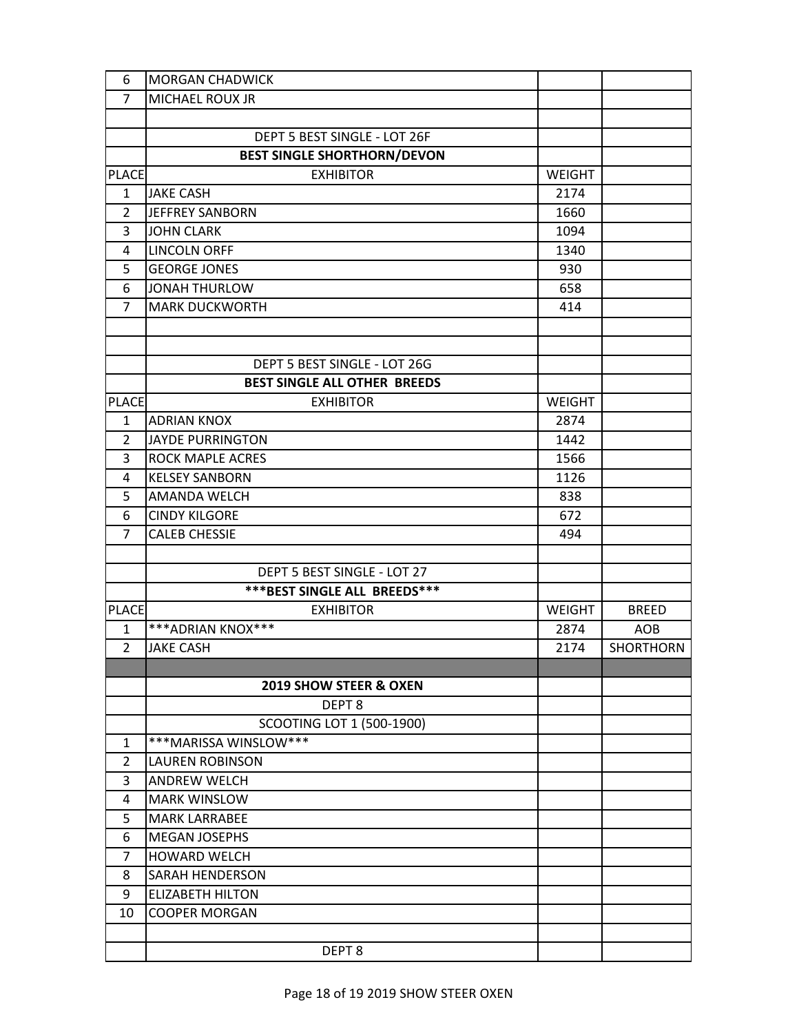| | | | |
|---|---|---|---|
| 6 | MORGAN CHADWICK | | |
| 7 | MICHAEL ROUX JR | | |
| | | | |
| | DEPT 5 BEST SINGLE - LOT 26F | | |
| | **BEST SINGLE SHORTHORN/DEVON** | | |
| PLACE | EXHIBITOR | WEIGHT | |
| 1 | JAKE CASH | 2174 | |
| 2 | JEFFREY SANBORN | 1660 | |
| 3 | JOHN CLARK | 1094 | |
| 4 | LINCOLN ORFF | 1340 | |
| 5 | GEORGE JONES | 930 | |
| 6 | JONAH THURLOW | 658 | |
| 7 | MARK DUCKWORTH | 414 | |
| | | | |
| | | | |
| | DEPT 5 BEST SINGLE - LOT 26G | | |
| | **BEST SINGLE ALL OTHER BREEDS** | | |
| PLACE | EXHIBITOR | WEIGHT | |
| 1 | ADRIAN KNOX | 2874 | |
| 2 | JAYDE PURRINGTON | 1442 | |
| 3 | ROCK MAPLE ACRES | 1566 | |
| 4 | KELSEY SANBORN | 1126 | |
| 5 | AMANDA WELCH | 838 | |
| 6 | CINDY KILGORE | 672 | |
| 7 | CALEB CHESSIE | 494 | |
| | | | |
| | DEPT 5 BEST SINGLE - LOT 27 | | |
| | **\*\*\*BEST SINGLE ALL BREEDS\*\*\*** | | |
| PLACE | EXHIBITOR | WEIGHT | BREED |
| 1 | ***ADRIAN KNOX*** | 2874 | AOB |
| 2 | JAKE CASH | 2174 | SHORTHORN |
| | | | |
| | **2019 SHOW STEER & OXEN** | | |
| | DEPT 8 | | |
| | SCOOTING LOT 1 (500-1900) | | |
| 1 | ***MARISSA WINSLOW*** | | |
| 2 | LAUREN ROBINSON | | |
| 3 | ANDREW WELCH | | |
| 4 | MARK WINSLOW | | |
| 5 | MARK LARRABEE | | |
| 6 | MEGAN JOSEPHS | | |
| 7 | HOWARD WELCH | | |
| 8 | SARAH HENDERSON | | |
| 9 | ELIZABETH HILTON | | |
| 10 | COOPER MORGAN | | |
| | | | |
| | DEPT 8 | | |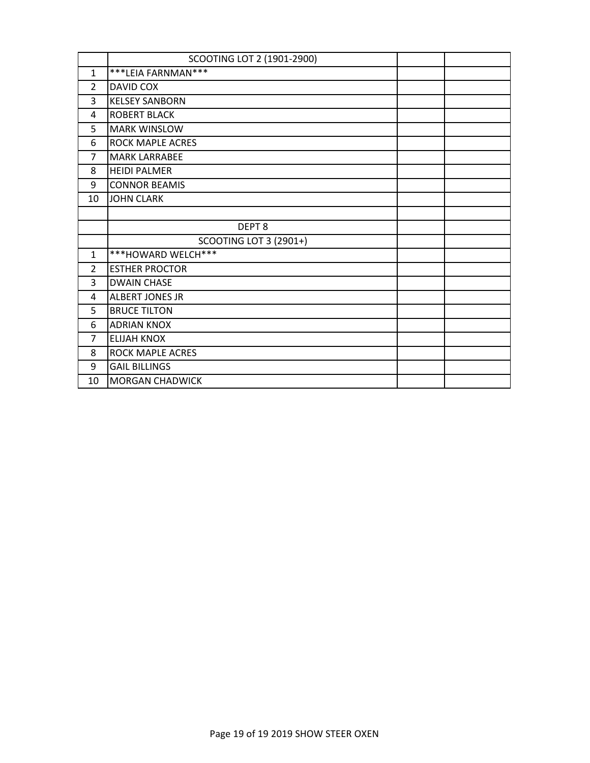| | | | |
|---|---|---|---|
| | SCOOTING LOT 2 (1901-2900) | | |
| 1 | ***LEIA FARNMAN*** | | |
| 2 | DAVID COX | | |
| 3 | KELSEY SANBORN | | |
| 4 | ROBERT BLACK | | |
| 5 | MARK WINSLOW | | |
| 6 | ROCK MAPLE ACRES | | |
| 7 | MARK LARRABEE | | |
| 8 | HEIDI PALMER | | |
| 9 | CONNOR BEAMIS | | |
| 10 | JOHN CLARK | | |
| | | | |
| | DEPT 8 | | |
| | SCOOTING LOT 3 (2901+) | | |
| 1 | ***HOWARD WELCH*** | | |
| 2 | ESTHER PROCTOR | | |
| 3 | DWAIN CHASE | | |
| 4 | ALBERT JONES JR | | |
| 5 | BRUCE TILTON | | |
| 6 | ADRIAN KNOX | | |
| 7 | ELIJAH KNOX | | |
| 8 | ROCK MAPLE ACRES | | |
| 9 | GAIL BILLINGS | | |
| 10 | MORGAN CHADWICK | | |